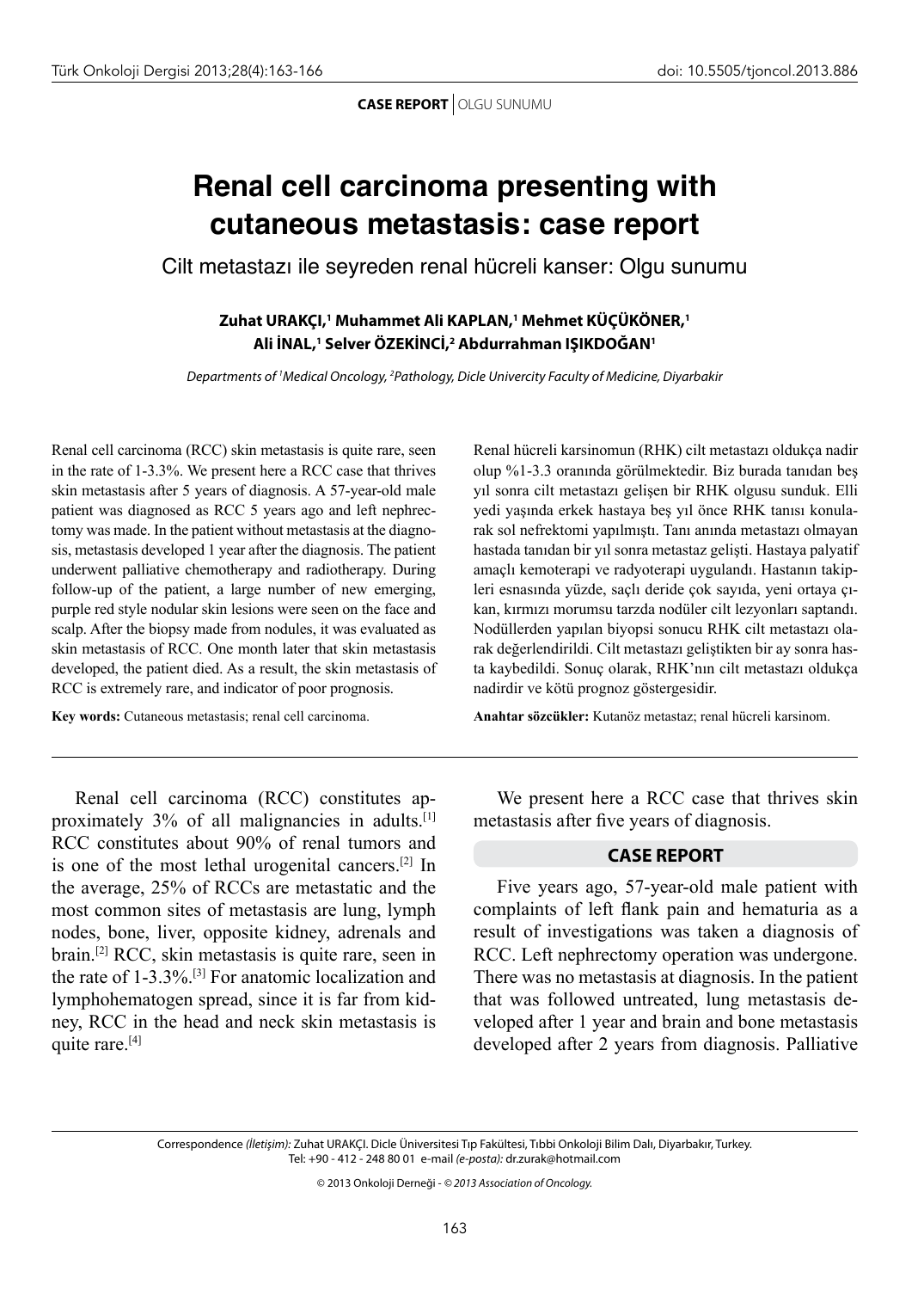**CASE REPORT** | OLGU SUNUMU

# Renal cell carcinoma presenting with cutaneous metastasis: case report

## Cilt metastazı ile seyreden renal hücreli kanser: Olgu sunumu

**Zuhat URAKÇI,[1] Muhammet Ali KAPLAN,[1] Mehmet KÜÇÜKÖNER,[1] Ali İNAL,[1] Selver ÖZEKİNCİ,[2] Abdurrahman IŞIKDOĞAN[1]**

*Departments of [1]Medical Oncology, [2]Pathology, Dicle Univercity Faculty of Medicine, Diyarbakir*

Renal cell carcinoma (RCC) skin metastasis is quite rare, seen in the rate of 1-3.3%. We present here a RCC case that thrives skin metastasis after 5 years of diagnosis. A 57-year-old male patient was diagnosed as RCC 5 years ago and left nephrectomy was made. In the patient without metastasis at the diagnosis, metastasis developed 1 year after the diagnosis. The patient underwent palliative chemotherapy and radiotherapy. During follow-up of the patient, a large number of new emerging, purple red style nodular skin lesions were seen on the face and scalp. After the biopsy made from nodules, it was evaluated as skin metastasis of RCC. One month later that skin metastasis developed, the patient died. As a result, the skin metastasis of RCC is extremely rare, and indicator of poor prognosis.

**Key words:** Cutaneous metastasis; renal cell carcinoma.

Renal hücreli karsinomun (RHK) cilt metastazı oldukça nadir olup %1-3.3 oranında görülmektedir. Biz burada tanıdan beş yıl sonra cilt metastazı gelişen bir RHK olgusu sunduk. Elli yedi yaşında erkek hastaya beş yıl önce RHK tanısı konularak sol nefrektomi yapılmıştı. Tanı anında metastazı olmayan hastada tanıdan bir yıl sonra metastaz gelişti. Hastaya palyatif amaçlı kemoterapi ve radyoterapi uygulandı. Hastanın takipleri esnasında yüzde, saçlı deride çok sayıda, yeni ortaya çıkan, kırmızı morumsu tarzda nodüler cilt lezyonları saptandı. Nodüllerden yapılan biyopsi sonucu RHK cilt metastazı olarak değerlendirildi. Cilt metastazı geliştikten bir ay sonra hasta kaybedildi. Sonuç olarak, RHK'nın cilt metastazı oldukça nadirdir ve kötü prognoz göstergesidir.

**Anahtar sözcükler:** Kutanöz metastaz; renal hücreli karsinom.

Renal cell carcinoma (RCC) constitutes approximately 3% of all malignancies in adults.[1] RCC constitutes about 90% of renal tumors and is one of the most lethal urogenital cancers.[2] In the average, 25% of RCCs are metastatic and the most common sites of metastasis are lung, lymph nodes, bone, liver, opposite kidney, adrenals and brain.[2] RCC, skin metastasis is quite rare, seen in the rate of 1-3.3%.[3] For anatomic localization and lymphohematogen spread, since it is far from kidney, RCC in the head and neck skin metastasis is quite rare.[4]

We present here a RCC case that thrives skin metastasis after five years of diagnosis.

## CASE REPORT

Five years ago, 57-year-old male patient with complaints of left flank pain and hematuria as a result of investigations was taken a diagnosis of RCC. Left nephrectomy operation was undergone. There was no metastasis at diagnosis. In the patient that was followed untreated, lung metastasis developed after 1 year and brain and bone metastasis developed after 2 years from diagnosis. Palliative

Correspondence *(İletişim):* Zuhat URAKÇI. Dicle Üniversitesi Tıp Fakültesi, Tıbbi Onkoloji Bilim Dalı, Diyarbakır, Turkey. Tel: +90 - 412 - 248 80 01 e-mail *(e-posta):* dr.zurak@hotmail.com

© 2013 Onkoloji Derneği - *© 2013 Association of Oncology.*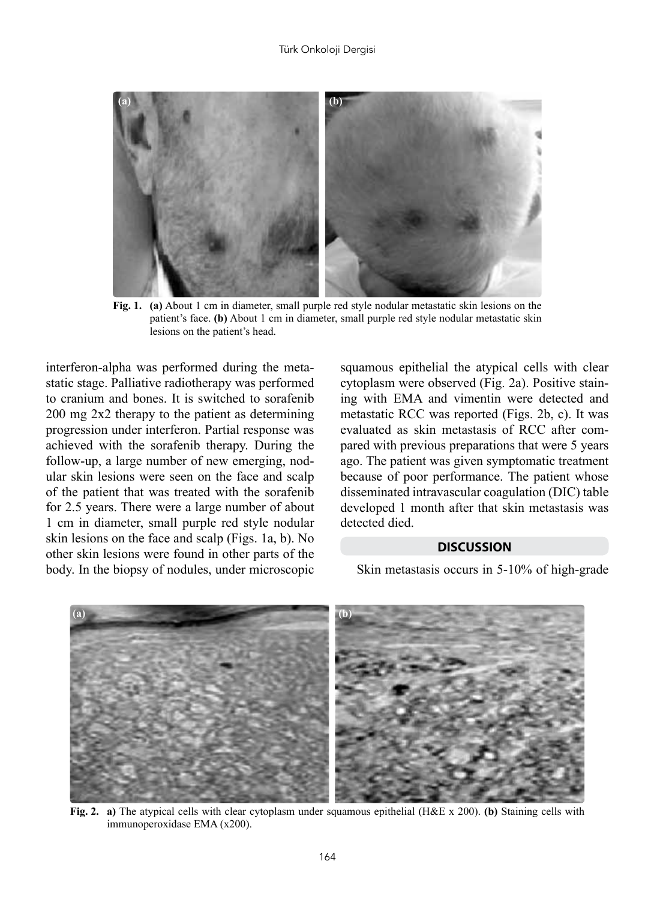Fig. 1. **(a)** About 1 cm in diameter, small purple red style nodular metastatic skin lesions on the patient's face. **(b)** About 1 cm in diameter, small purple red style nodular metastatic skin lesions on the patient's head.

interferon-alpha was performed during the metastatic stage. Palliative radiotherapy was performed to cranium and bones. It is switched to sorafenib 200 mg 2x2 therapy to the patient as determining progression under interferon. Partial response was achieved with the sorafenib therapy. During the follow-up, a large number of new emerging, nodular skin lesions were seen on the face and scalp of the patient that was treated with the sorafenib for 2.5 years. There were a large number of about 1 cm in diameter, small purple red style nodular skin lesions on the face and scalp (Figs. 1a, b). No other skin lesions were found in other parts of the body. In the biopsy of nodules, under microscopic squamous epithelial the atypical cells with clear cytoplasm were observed (Fig. 2a). Positive staining with EMA and vimentin were detected and metastatic RCC was reported (Figs. 2b, c). It was evaluated as skin metastasis of RCC after compared with previous preparations that were 5 years ago. The patient was given symptomatic treatment because of poor performance. The patient whose disseminated intravascular coagulation (DIC) table developed 1 month after that skin metastasis was detected died.

## DISCUSSION

Skin metastasis occurs in 5-10% of high-grade

Fig. 2. **a)** The atypical cells with clear cytoplasm under squamous epithelial (H&E x 200). **(b)** Staining cells with immunoperoxidase EMA (x200).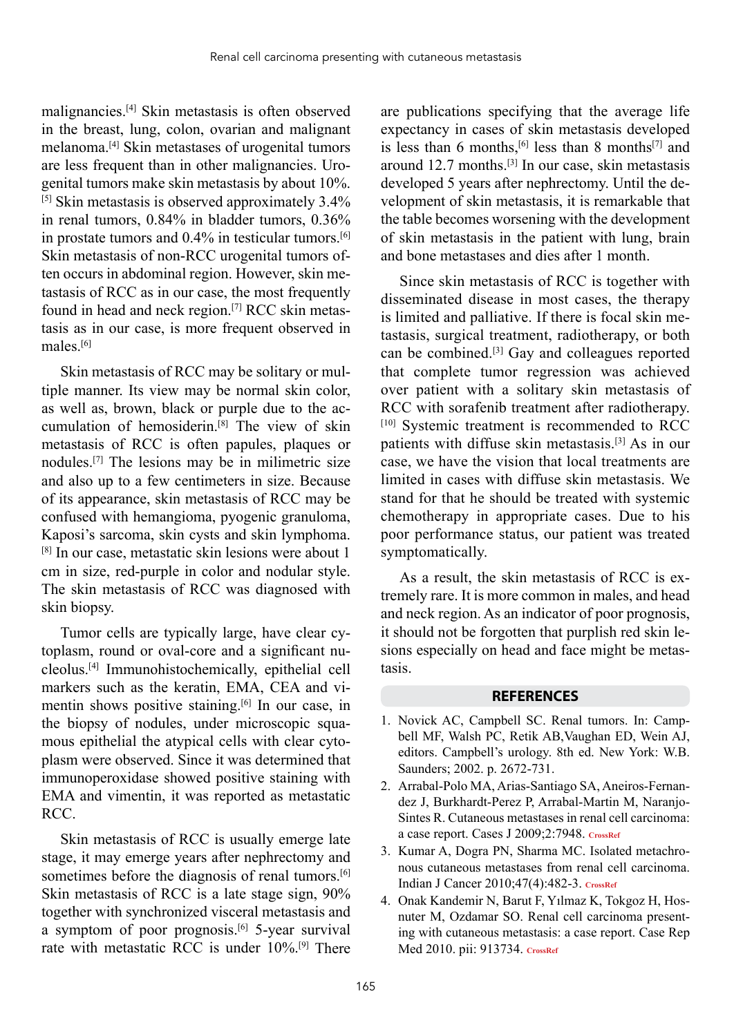malignancies.[4] Skin metastasis is often observed in the breast, lung, colon, ovarian and malignant melanoma.[4] Skin metastases of urogenital tumors are less frequent than in other malignancies. Urogenital tumors make skin metastasis by about 10%.[5] Skin metastasis is observed approximately 3.4% in renal tumors, 0.84% in bladder tumors, 0.36% in prostate tumors and 0.4% in testicular tumors.[6] Skin metastasis of non-RCC urogenital tumors often occurs in abdominal region. However, skin metastasis of RCC as in our case, the most frequently found in head and neck region.[7] RCC skin metastasis as in our case, is more frequent observed in males.[6]

Skin metastasis of RCC may be solitary or multiple manner. Its view may be normal skin color, as well as, brown, black or purple due to the accumulation of hemosiderin.[8] The view of skin metastasis of RCC is often papules, plaques or nodules.[7] The lesions may be in milimetric size and also up to a few centimeters in size. Because of its appearance, skin metastasis of RCC may be confused with hemangioma, pyogenic granuloma, Kaposi's sarcoma, skin cysts and skin lymphoma.[8] In our case, metastatic skin lesions were about 1 cm in size, red-purple in color and nodular style. The skin metastasis of RCC was diagnosed with skin biopsy.

Tumor cells are typically large, have clear cytoplasm, round or oval-core and a significant nucleolus.[4] Immunohistochemically, epithelial cell markers such as the keratin, EMA, CEA and vimentin shows positive staining.[6] In our case, in the biopsy of nodules, under microscopic squamous epithelial the atypical cells with clear cytoplasm were observed. Since it was determined that immunoperoxidase showed positive staining with EMA and vimentin, it was reported as metastatic RCC.

Skin metastasis of RCC is usually emerge late stage, it may emerge years after nephrectomy and sometimes before the diagnosis of renal tumors.[6] Skin metastasis of RCC is a late stage sign, 90% together with synchronized visceral metastasis and a symptom of poor prognosis.[6] 5-year survival rate with metastatic RCC is under 10%.[9] There are publications specifying that the average life expectancy in cases of skin metastasis developed is less than 6 months,[6] less than 8 months[7] and around 12.7 months.[3] In our case, skin metastasis developed 5 years after nephrectomy. Until the development of skin metastasis, it is remarkable that the table becomes worsening with the development of skin metastasis in the patient with lung, brain and bone metastases and dies after 1 month.

Since skin metastasis of RCC is together with disseminated disease in most cases, the therapy is limited and palliative. If there is focal skin metastasis, surgical treatment, radiotherapy, or both can be combined.[3] Gay and colleagues reported that complete tumor regression was achieved over patient with a solitary skin metastasis of RCC with sorafenib treatment after radiotherapy.[10] Systemic treatment is recommended to RCC patients with diffuse skin metastasis.[3] As in our case, we have the vision that local treatments are limited in cases with diffuse skin metastasis. We stand for that he should be treated with systemic chemotherapy in appropriate cases. Due to his poor performance status, our patient was treated symptomatically.

As a result, the skin metastasis of RCC is extremely rare. It is more common in males, and head and neck region. As an indicator of poor prognosis, it should not be forgotten that purplish red skin lesions especially on head and face might be metastasis.

## REFERENCES

1. Novick AC, Campbell SC. Renal tumors. In: Campbell MF, Walsh PC, Retik AB,Vaughan ED, Wein AJ, editors. Campbell's urology. 8th ed. New York: W.B. Saunders; 2002. p. 2672-731.
2. Arrabal-Polo MA, Arias-Santiago SA, Aneiros-Fernandez J, Burkhardt-Perez P, Arrabal-Martin M, Naranjo-Sintes R. Cutaneous metastases in renal cell carcinoma: a case report. Cases J 2009;2:7948. CrossRef
3. Kumar A, Dogra PN, Sharma MC. Isolated metachronous cutaneous metastases from renal cell carcinoma. Indian J Cancer 2010;47(4):482-3. CrossRef
4. Onak Kandemir N, Barut F, Yılmaz K, Tokgoz H, Hosnuter M, Ozdamar SO. Renal cell carcinoma presenting with cutaneous metastasis: a case report. Case Rep Med 2010. pii: 913734. CrossRef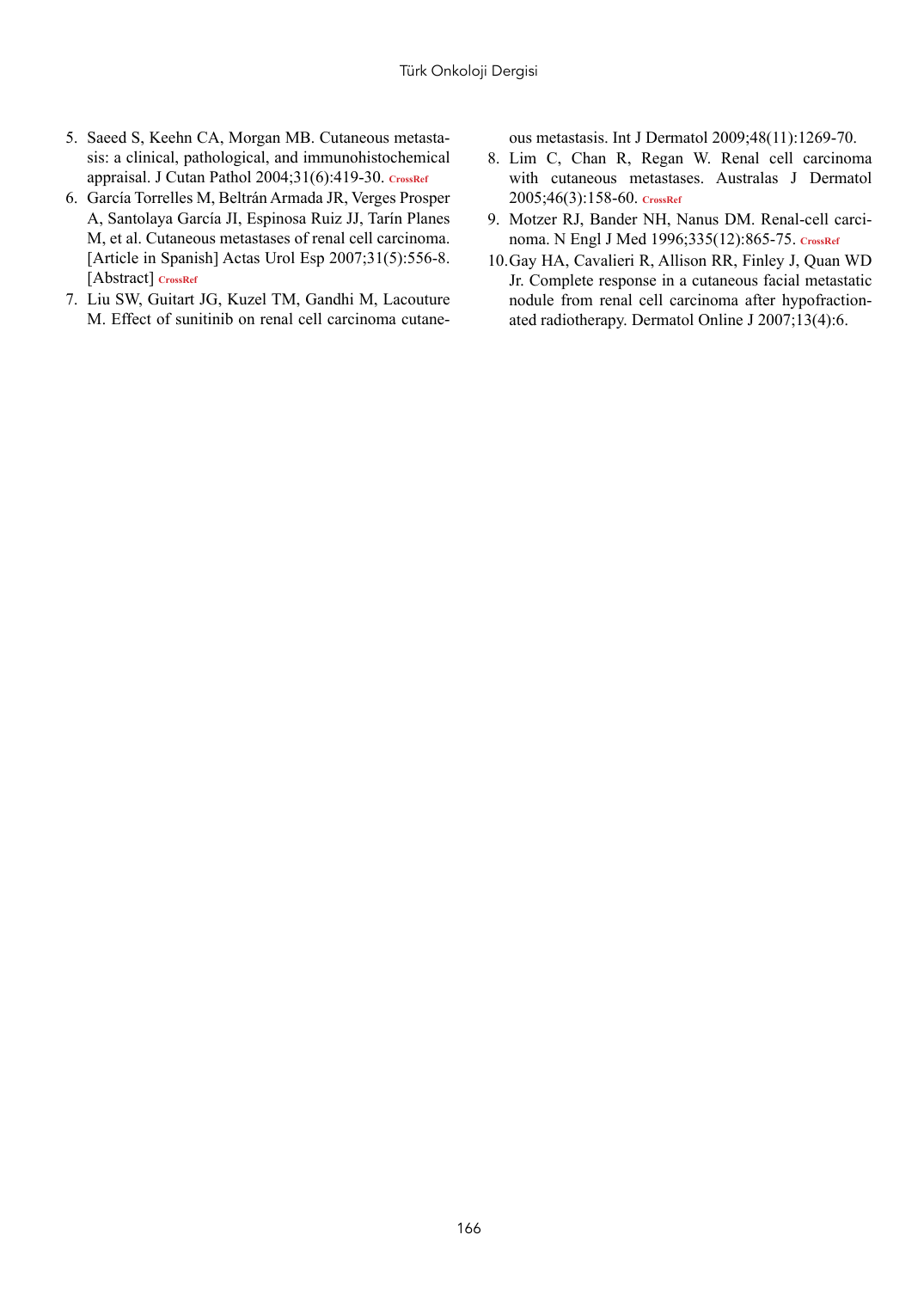5. Saeed S, Keehn CA, Morgan MB. Cutaneous metastasis: a clinical, pathological, and immunohistochemical appraisal. J Cutan Pathol 2004;31(6):419-30. CrossRef
6. García Torrelles M, Beltrán Armada JR, Verges Prosper A, Santolaya García JI, Espinosa Ruiz JJ, Tarín Planes M, et al. Cutaneous metastases of renal cell carcinoma. [Article in Spanish] Actas Urol Esp 2007;31(5):556-8. [Abstract] CrossRef
7. Liu SW, Guitart JG, Kuzel TM, Gandhi M, Lacouture M. Effect of sunitinib on renal cell carcinoma cutaneous metastasis. Int J Dermatol 2009;48(11):1269-70.
8. Lim C, Chan R, Regan W. Renal cell carcinoma with cutaneous metastases. Australas J Dermatol 2005;46(3):158-60. CrossRef
9. Motzer RJ, Bander NH, Nanus DM. Renal-cell carcinoma. N Engl J Med 1996;335(12):865-75. CrossRef
10. Gay HA, Cavalieri R, Allison RR, Finley J, Quan WD Jr. Complete response in a cutaneous facial metastatic nodule from renal cell carcinoma after hypofractionated radiotherapy. Dermatol Online J 2007;13(4):6.